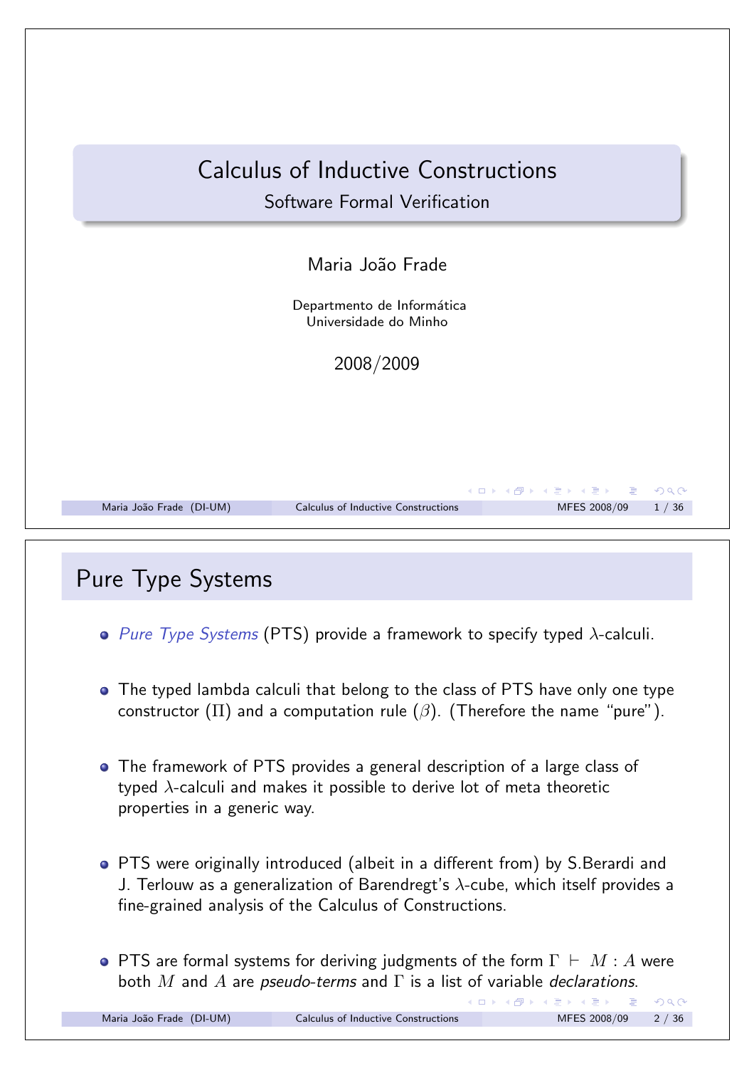# Calculus of Inductive Constructions

### Software Formal Verification

Maria João Frade

Departmento de Informática
Universidade do Minho

2008/2009

## Pure Type Systems

- *Pure Type Systems* (PTS) provide a framework to specify typed $\lambda$-calculi.
- The typed lambda calculi that belong to the class of PTS have only one type constructor ($\Pi$) and a computation rule ($\beta$). (Therefore the name "pure").
- The framework of PTS provides a general description of a large class of typed $\lambda$-calculi and makes it possible to derive lot of meta theoretic properties in a generic way.
- PTS were originally introduced (albeit in a different from) by S.Berardi and J. Terlouw as a generalization of Barendregt's $\lambda$-cube, which itself provides a fine-grained analysis of the Calculus of Constructions.
- PTS are formal systems for deriving judgments of the form $\Gamma \vdash M : A$ were both $M$ and $A$ are *pseudo-terms* and $\Gamma$ is a list of variable *declarations*.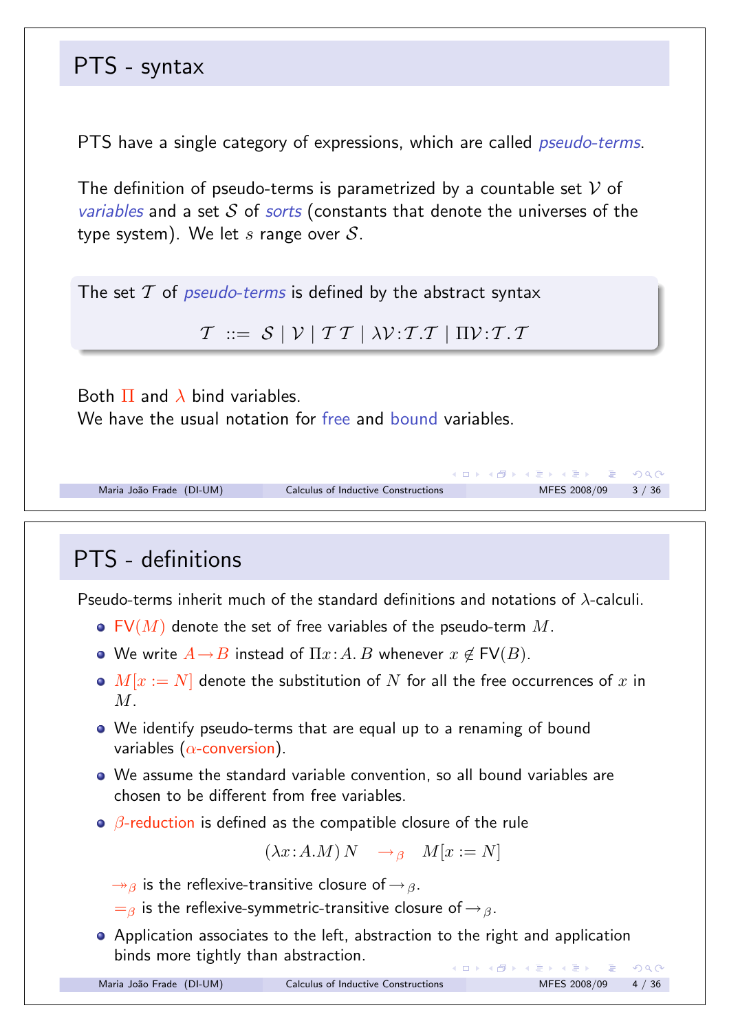## PTS - syntax

PTS have a single category of expressions, which are called *pseudo-terms*.

The definition of pseudo-terms is parametrized by a countable set $\mathcal{V}$ of *variables* and a set $\mathcal{S}$ of *sorts* (constants that denote the universes of the type system). We let $s$ range over $\mathcal{S}$.

The set $\mathcal{T}$ of *pseudo-terms* is defined by the abstract syntax

$$\mathcal{T} \ ::= \ \mathcal{S} \mid \mathcal{V} \mid \mathcal{T}\,\mathcal{T} \mid \lambda\mathcal{V}\!:\!\mathcal{T}.\mathcal{T} \mid \Pi\mathcal{V}\!:\!\mathcal{T}.\mathcal{T}$$

Both $\Pi$ and $\lambda$ bind variables.
We have the usual notation for free and bound variables.

## PTS - definitions

Pseudo-terms inherit much of the standard definitions and notations of $\lambda$-calculi.

- $\mathsf{FV}(M)$ denote the set of free variables of the pseudo-term $M$.
- We write $A \rightarrow B$ instead of $\Pi x\!:\!A.\,B$ whenever $x \notin \mathsf{FV}(B)$.
- $M[x := N]$ denote the substitution of $N$ for all the free occurrences of $x$ in $M$.
- We identify pseudo-terms that are equal up to a renaming of bound variables ($\alpha$-conversion).
- We assume the standard variable convention, so all bound variables are chosen to be different from free variables.
- $\beta$-reduction is defined as the compatible closure of the rule

  $$(\lambda x\!:\!A.M)\,N \quad \rightarrow_\beta \quad M[x := N]$$

  $\twoheadrightarrow_\beta$ is the reflexive-transitive closure of $\rightarrow_\beta$.
  $=_\beta$ is the reflexive-symmetric-transitive closure of $\rightarrow_\beta$.
- Application associates to the left, abstraction to the right and application binds more tightly than abstraction.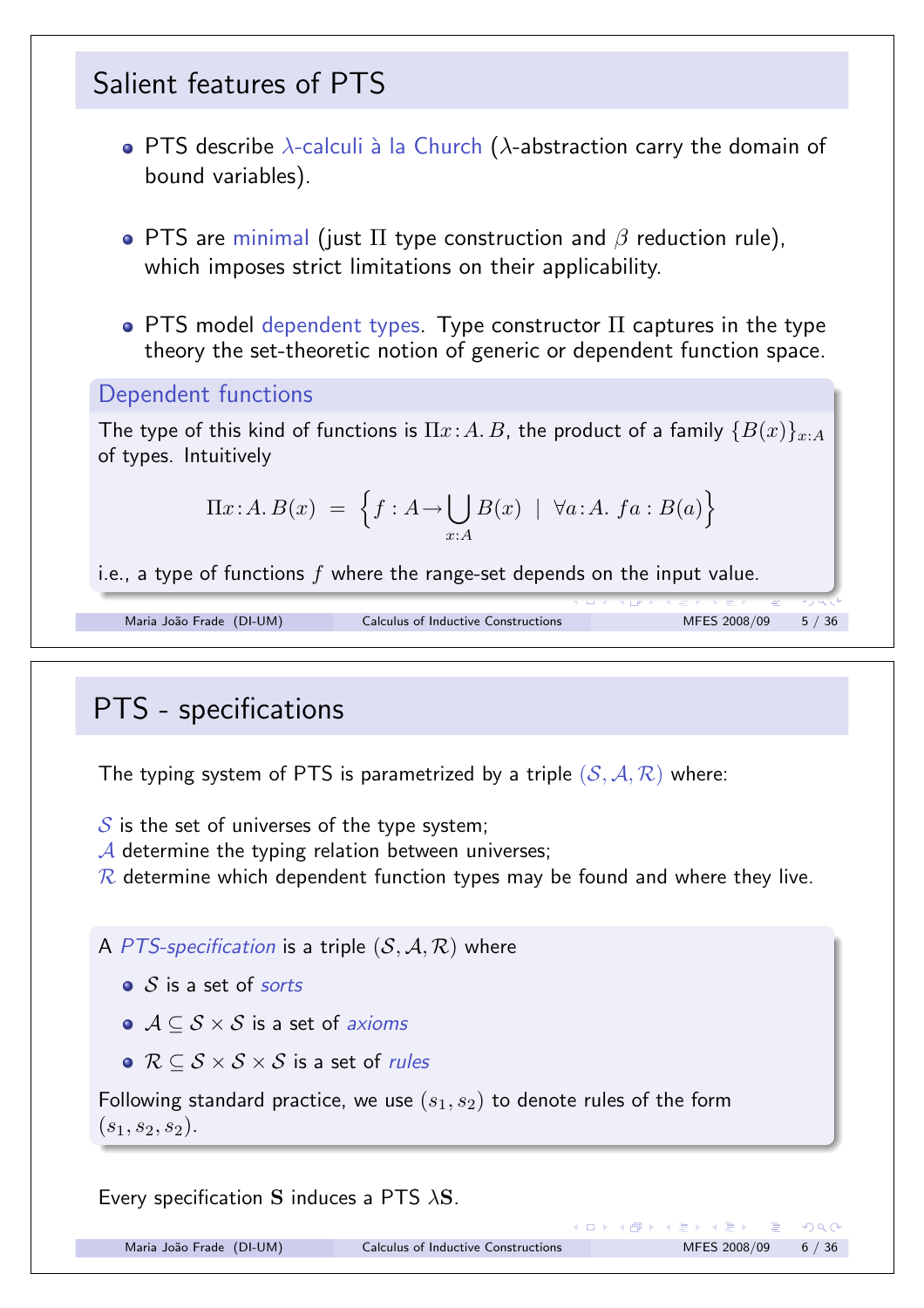## Salient features of PTS

- PTS describe $\lambda$-calculi à la Church ($\lambda$-abstraction carry the domain of bound variables).
- PTS are minimal (just $\Pi$ type construction and $\beta$ reduction rule), which imposes strict limitations on their applicability.
- PTS model dependent types. Type constructor $\Pi$ captures in the type theory the set-theoretic notion of generic or dependent function space.

### Dependent functions

The type of this kind of functions is $\Pi x\!:\!A.\,B$, the product of a family $\{B(x)\}_{x:A}$ of types. Intuitively

$$\Pi x\!:\!A.\,B(x) \;=\; \Big\{ f : A \to \bigcup_{x:A} B(x) \;\mid\; \forall a\!:\!A.\; f\,a : B(a) \Big\}$$

i.e., a type of functions $f$ where the range-set depends on the input value.

## PTS - specifications

The typing system of PTS is parametrized by a triple $(\mathcal{S}, \mathcal{A}, \mathcal{R})$ where:

$\mathcal{S}$ is the set of universes of the type system;
$\mathcal{A}$ determine the typing relation between universes;
$\mathcal{R}$ determine which dependent function types may be found and where they live.

A *PTS-specification* is a triple $(\mathcal{S}, \mathcal{A}, \mathcal{R})$ where

- $\mathcal{S}$ is a set of *sorts*
- $\mathcal{A} \subseteq \mathcal{S} \times \mathcal{S}$ is a set of *axioms*
- $\mathcal{R} \subseteq \mathcal{S} \times \mathcal{S} \times \mathcal{S}$ is a set of *rules*

Following standard practice, we use $(s_1, s_2)$ to denote rules of the form $(s_1, s_2, s_2)$.

Every specification $\mathbf{S}$ induces a PTS $\lambda\mathbf{S}$.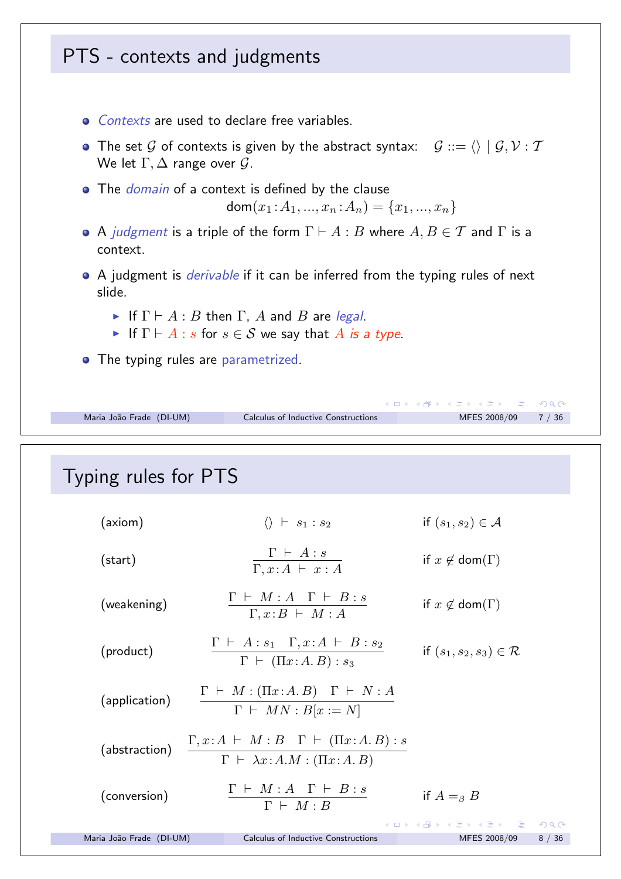## PTS - contexts and judgments

- *Contexts* are used to declare free variables.
- The set $\mathcal{G}$ of contexts is given by the abstract syntax: $\mathcal{G} ::= \langle\rangle \mid \mathcal{G}, \mathcal{V} : \mathcal{T}$
  We let $\Gamma, \Delta$ range over $\mathcal{G}$.
- The *domain* of a context is defined by the clause
  $$\mathsf{dom}(x_1\!:\!A_1, ..., x_n\!:\!A_n) = \{x_1, ..., x_n\}$$
- A *judgment* is a triple of the form $\Gamma \vdash A : B$ where $A, B \in \mathcal{T}$ and $\Gamma$ is a context.
- A judgment is *derivable* if it can be inferred from the typing rules of next slide.
  - If $\Gamma \vdash A : B$ then $\Gamma$, $A$ and $B$ are *legal*.
  - If $\Gamma \vdash A : s$ for $s \in \mathcal{S}$ we say that *$A$ is a type*.
- The typing rules are parametrized.

## Typing rules for PTS

(axiom)
$$\langle\rangle \vdash s_1 : s_2 \qquad \text{if } (s_1, s_2) \in \mathcal{A}$$

(start)
$$\frac{\Gamma \vdash A : s}{\Gamma, x\!:\!A \vdash x : A} \qquad \text{if } x \notin \mathsf{dom}(\Gamma)$$

(weakening)
$$\frac{\Gamma \vdash M : A \quad \Gamma \vdash B : s}{\Gamma, x\!:\!B \vdash M : A} \qquad \text{if } x \notin \mathsf{dom}(\Gamma)$$

(product)
$$\frac{\Gamma \vdash A : s_1 \quad \Gamma, x\!:\!A \vdash B : s_2}{\Gamma \vdash (\Pi x\!:\!A.\, B) : s_3} \qquad \text{if } (s_1, s_2, s_3) \in \mathcal{R}$$

(application)
$$\frac{\Gamma \vdash M : (\Pi x\!:\!A.\, B) \quad \Gamma \vdash N : A}{\Gamma \vdash MN : B[x := N]}$$

(abstraction)
$$\frac{\Gamma, x\!:\!A \vdash M : B \quad \Gamma \vdash (\Pi x\!:\!A.\, B) : s}{\Gamma \vdash \lambda x\!:\!A.M : (\Pi x\!:\!A.\, B)}$$

(conversion)
$$\frac{\Gamma \vdash M : A \quad \Gamma \vdash B : s}{\Gamma \vdash M : B} \qquad \text{if } A =_\beta B$$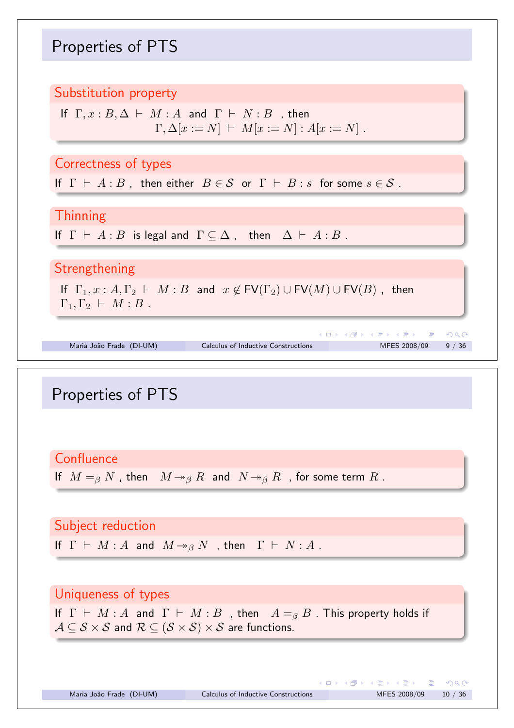# Properties of PTS

### Substitution property

If $\Gamma, x : B, \Delta \vdash M : A$ and $\Gamma \vdash N : B$ , then
$$\Gamma, \Delta[x := N] \vdash M[x := N] : A[x := N] .$$

### Correctness of types

If $\Gamma \vdash A : B$ , then either $B \in \mathcal{S}$ or $\Gamma \vdash B : s$ for some $s \in \mathcal{S}$ .

### Thinning

If $\Gamma \vdash A : B$ is legal and $\Gamma \subseteq \Delta$ , then $\Delta \vdash A : B$ .

### Strengthening

If $\Gamma_1, x : A, \Gamma_2 \vdash M : B$ and $x \notin \mathsf{FV}(\Gamma_2) \cup \mathsf{FV}(M) \cup \mathsf{FV}(B)$ , then $\Gamma_1, \Gamma_2 \vdash M : B$ .

# Properties of PTS

### Confluence

If $M =_\beta N$ , then $M \twoheadrightarrow_\beta R$ and $N \twoheadrightarrow_\beta R$ , for some term $R$ .

### Subject reduction

If $\Gamma \vdash M : A$ and $M \twoheadrightarrow_\beta N$ , then $\Gamma \vdash N : A$ .

### Uniqueness of types

If $\Gamma \vdash M : A$ and $\Gamma \vdash M : B$ , then $A =_\beta B$ . This property holds if $\mathcal{A} \subseteq \mathcal{S} \times \mathcal{S}$ and $\mathcal{R} \subseteq (\mathcal{S} \times \mathcal{S}) \times \mathcal{S}$ are functions.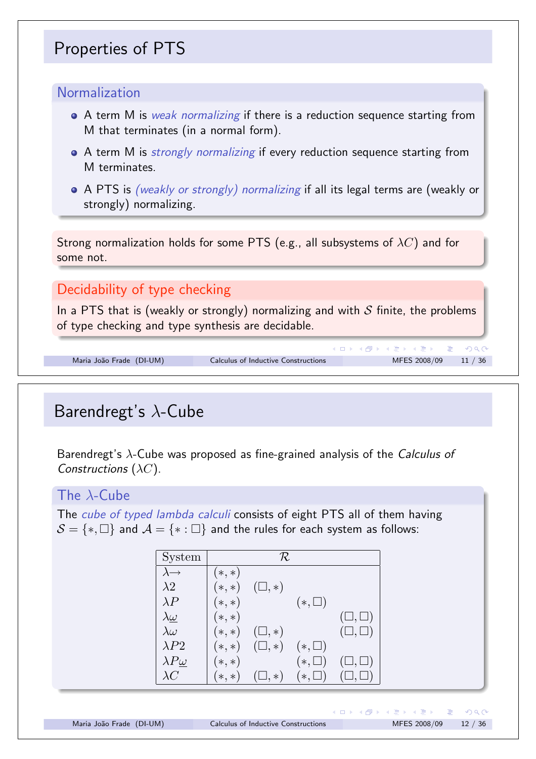# Properties of PTS

## Normalization

- A term M is *weak normalizing* if there is a reduction sequence starting from M that terminates (in a normal form).
- A term M is *strongly normalizing* if every reduction sequence starting from M terminates.
- A PTS is *(weakly or strongly) normalizing* if all its legal terms are (weakly or strongly) normalizing.

Strong normalization holds for some PTS (e.g., all subsystems of $\lambda C$) and for some not.

## Decidability of type checking

In a PTS that is (weakly or strongly) normalizing and with $\mathcal{S}$ finite, the problems of type checking and type synthesis are decidable.

# Barendregt's $\lambda$-Cube

Barendregt's $\lambda$-Cube was proposed as fine-grained analysis of the *Calculus of Constructions* ($\lambda C$).

## The $\lambda$-Cube

The *cube of typed lambda calculi* consists of eight PTS all of them having $\mathcal{S} = \{*, \Box\}$ and $\mathcal{A} = \{* : \Box\}$ and the rules for each system as follows:

| System | $\mathcal{R}$ | | | |
|---|---|---|---|---|
| $\lambda\!\rightarrow$ | $(*, *)$ | | | |
| $\lambda 2$ | $(*, *)$ | $(\Box, *)$ | | |
| $\lambda P$ | $(*, *)$ | | $(*, \Box)$ | |
| $\lambda \underline{\omega}$ | $(*, *)$ | | | $(\Box, \Box)$ |
| $\lambda \omega$ | $(*, *)$ | $(\Box, *)$ | | $(\Box, \Box)$ |
| $\lambda P2$ | $(*, *)$ | $(\Box, *)$ | $(*, \Box)$ | |
| $\lambda P\underline{\omega}$ | $(*, *)$ | | $(*, \Box)$ | $(\Box, \Box)$ |
| $\lambda C$ | $(*, *)$ | $(\Box, *)$ | $(*, \Box)$ | $(\Box, \Box)$ |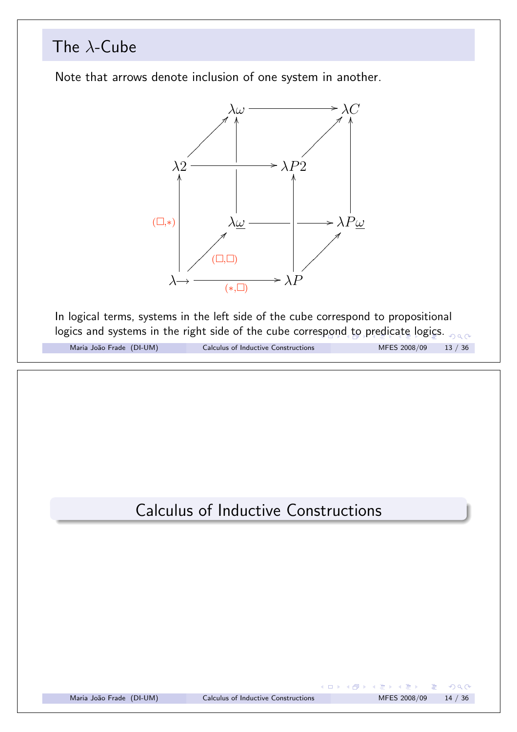## The $\lambda$-Cube

Note that arrows denote inclusion of one system in another.

$$
\begin{array}{ccccccc}
 & & \lambda\omega & \longrightarrow & & & \lambda C \\
 & \nearrow & \uparrow & & & \nearrow & \uparrow \\
\lambda 2 & \longrightarrow & & & \lambda P2 & & \\
\uparrow & & \lambda\underline{\omega} & \longrightarrow & \uparrow & & \lambda P\underline{\omega} \\
 & \nearrow & & & & \nearrow & \\
\lambda\!\rightarrow & \longrightarrow & & & \lambda P & &
\end{array}
$$

Edge labels: $(\Box,*)$ on $\lambda\!\rightarrow\ \to \lambda 2$; $(\Box,\Box)$ on $\lambda\!\rightarrow\ \to \lambda\underline{\omega}$; $(*,\Box)$ on $\lambda\!\rightarrow\ \to \lambda P$.

In logical terms, systems in the left side of the cube correspond to propositional logics and systems in the right side of the cube correspond to predicate logics.

# Calculus of Inductive Constructions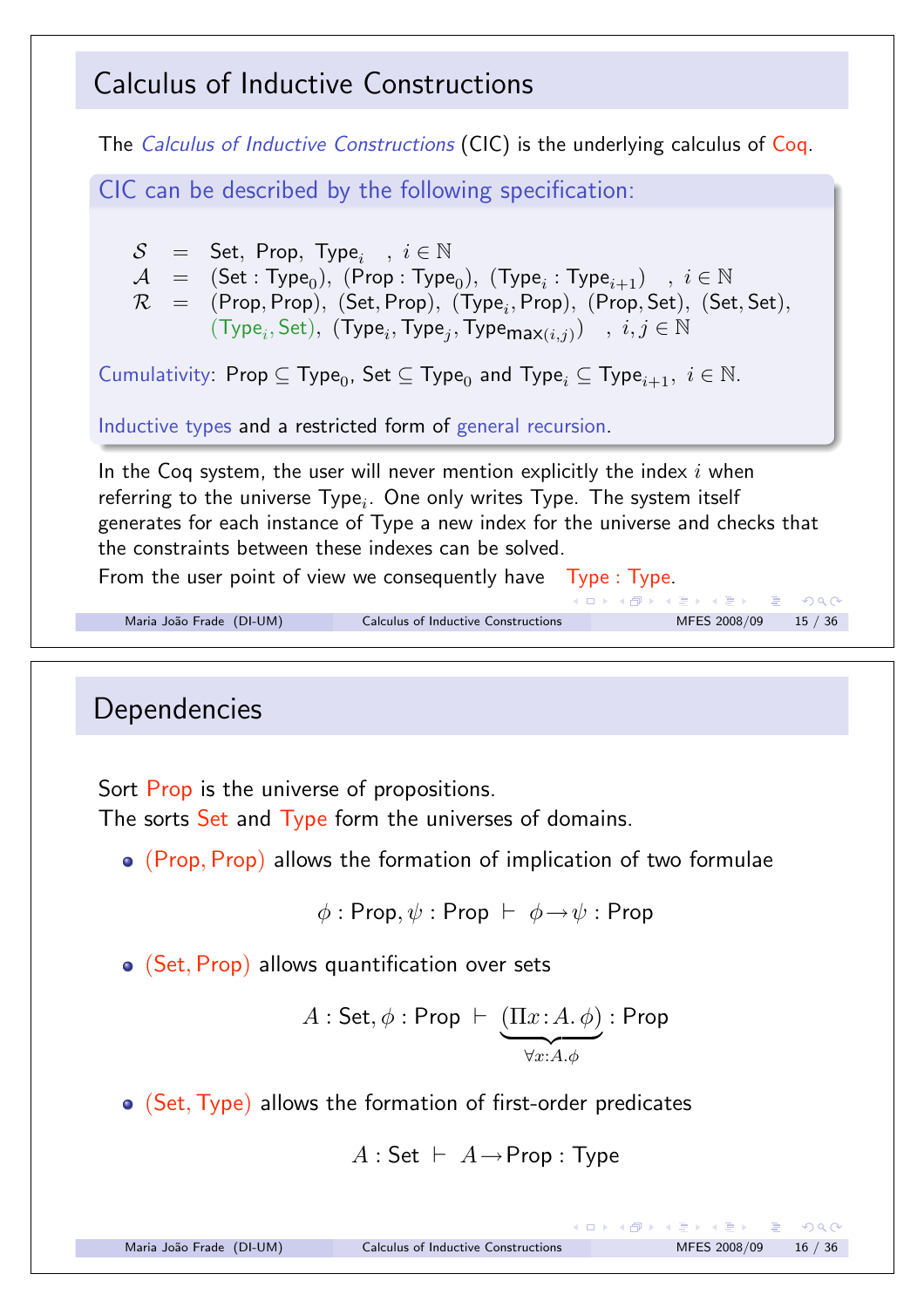# Calculus of Inductive Constructions

The *Calculus of Inductive Constructions* (CIC) is the underlying calculus of Coq.

**CIC can be described by the following specification:**

$$
\begin{array}{rcl}
\mathcal{S} & = & \mathsf{Set},\ \mathsf{Prop},\ \mathsf{Type}_i \quad,\ i \in \mathbb{N} \\
\mathcal{A} & = & (\mathsf{Set} : \mathsf{Type}_0),\ (\mathsf{Prop} : \mathsf{Type}_0),\ (\mathsf{Type}_i : \mathsf{Type}_{i+1}) \quad,\ i \in \mathbb{N} \\
\mathcal{R} & = & (\mathsf{Prop},\mathsf{Prop}),\ (\mathsf{Set},\mathsf{Prop}),\ (\mathsf{Type}_i,\mathsf{Prop}),\ (\mathsf{Prop},\mathsf{Set}),\ (\mathsf{Set},\mathsf{Set}), \\
 & & (\mathsf{Type}_i,\mathsf{Set}),\ (\mathsf{Type}_i,\mathsf{Type}_j,\mathsf{Type}_{\max(i,j)}) \quad,\ i,j \in \mathbb{N}
\end{array}
$$

Cumulativity: $\mathsf{Prop} \subseteq \mathsf{Type}_0$, $\mathsf{Set} \subseteq \mathsf{Type}_0$ and $\mathsf{Type}_i \subseteq \mathsf{Type}_{i+1}$, $i \in \mathbb{N}$.

Inductive types and a restricted form of general recursion.

In the Coq system, the user will never mention explicitly the index $i$ when referring to the universe $\mathsf{Type}_i$. One only writes Type. The system itself generates for each instance of Type a new index for the universe and checks that the constraints between these indexes can be solved.

From the user point of view we consequently have Type : Type.

# Dependencies

Sort Prop is the universe of propositions.
The sorts Set and Type form the universes of domains.

- (Prop, Prop) allows the formation of implication of two formulae

$$\phi : \mathsf{Prop}, \psi : \mathsf{Prop} \ \vdash\ \phi \to \psi : \mathsf{Prop}$$

- (Set, Prop) allows quantification over sets

$$A : \mathsf{Set}, \phi : \mathsf{Prop} \ \vdash\ \underbrace{(\Pi x : A.\, \phi)}_{\forall x:A.\phi} : \mathsf{Prop}$$

- (Set, Type) allows the formation of first-order predicates

$$A : \mathsf{Set} \ \vdash\ A \to \mathsf{Prop} : \mathsf{Type}$$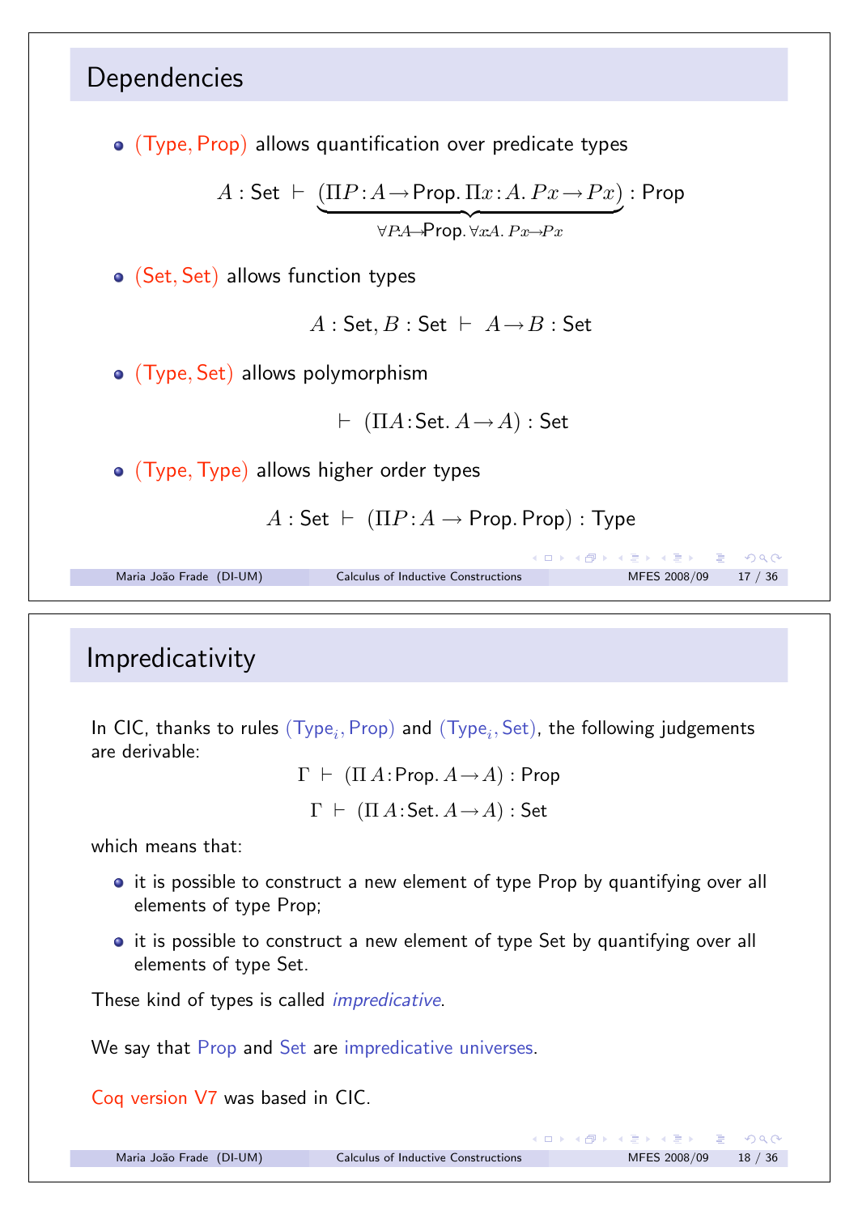## Dependencies

- (Type, Prop) allows quantification over predicate types

$$A : \mathsf{Set} \;\vdash\; \underbrace{(\Pi P : A \to \mathsf{Prop}.\, \Pi x : A.\, P x \to P x)}_{\forall P{:}A\to\mathsf{Prop}.\, \forall x{:}A.\, Px\to Px} : \mathsf{Prop}$$

- (Set, Set) allows function types

$$A : \mathsf{Set}, B : \mathsf{Set} \;\vdash\; A \to B : \mathsf{Set}$$

- (Type, Set) allows polymorphism

$$\vdash\; (\Pi A : \mathsf{Set}.\, A \to A) : \mathsf{Set}$$

- (Type, Type) allows higher order types

$$A : \mathsf{Set} \;\vdash\; (\Pi P : A \to \mathsf{Prop}.\, \mathsf{Prop}) : \mathsf{Type}$$

## Impredicativity

In CIC, thanks to rules ($\mathsf{Type}_i$, Prop) and ($\mathsf{Type}_i$, Set), the following judgements are derivable:

$$\Gamma \;\vdash\; (\Pi\, A : \mathsf{Prop}.\, A \to A) : \mathsf{Prop}$$

$$\Gamma \;\vdash\; (\Pi\, A : \mathsf{Set}.\, A \to A) : \mathsf{Set}$$

which means that:

- it is possible to construct a new element of type Prop by quantifying over all elements of type Prop;
- it is possible to construct a new element of type Set by quantifying over all elements of type Set.

These kind of types is called *impredicative*.

We say that Prop and Set are impredicative universes.

Coq version V7 was based in CIC.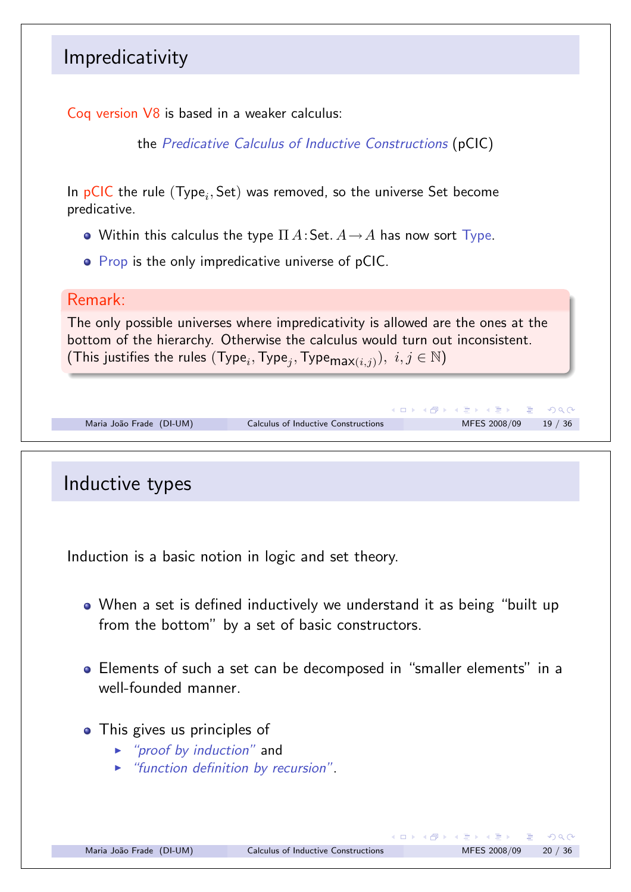## Impredicativity

Coq version V8 is based in a weaker calculus:

the *Predicative Calculus of Inductive Constructions* (pCIC)

In pCIC the rule $(\mathsf{Type}_i, \mathsf{Set})$ was removed, so the universe Set become predicative.

- Within this calculus the type $\Pi\, A\!:\!\mathsf{Set}.\, A \rightarrow A$ has now sort Type.
- Prop is the only impredicative universe of pCIC.

**Remark:**

The only possible universes where impredicativity is allowed are the ones at the bottom of the hierarchy. Otherwise the calculus would turn out inconsistent. (This justifies the rules $(\mathsf{Type}_i, \mathsf{Type}_j, \mathsf{Type}_{\max(i,j)}),\ i,j \in \mathbb{N}$)

## Inductive types

Induction is a basic notion in logic and set theory.

- When a set is defined inductively we understand it as being "built up from the bottom" by a set of basic constructors.
- Elements of such a set can be decomposed in "smaller elements" in a well-founded manner.
- This gives us principles of
  - *"proof by induction"* and
  - *"function definition by recursion"*.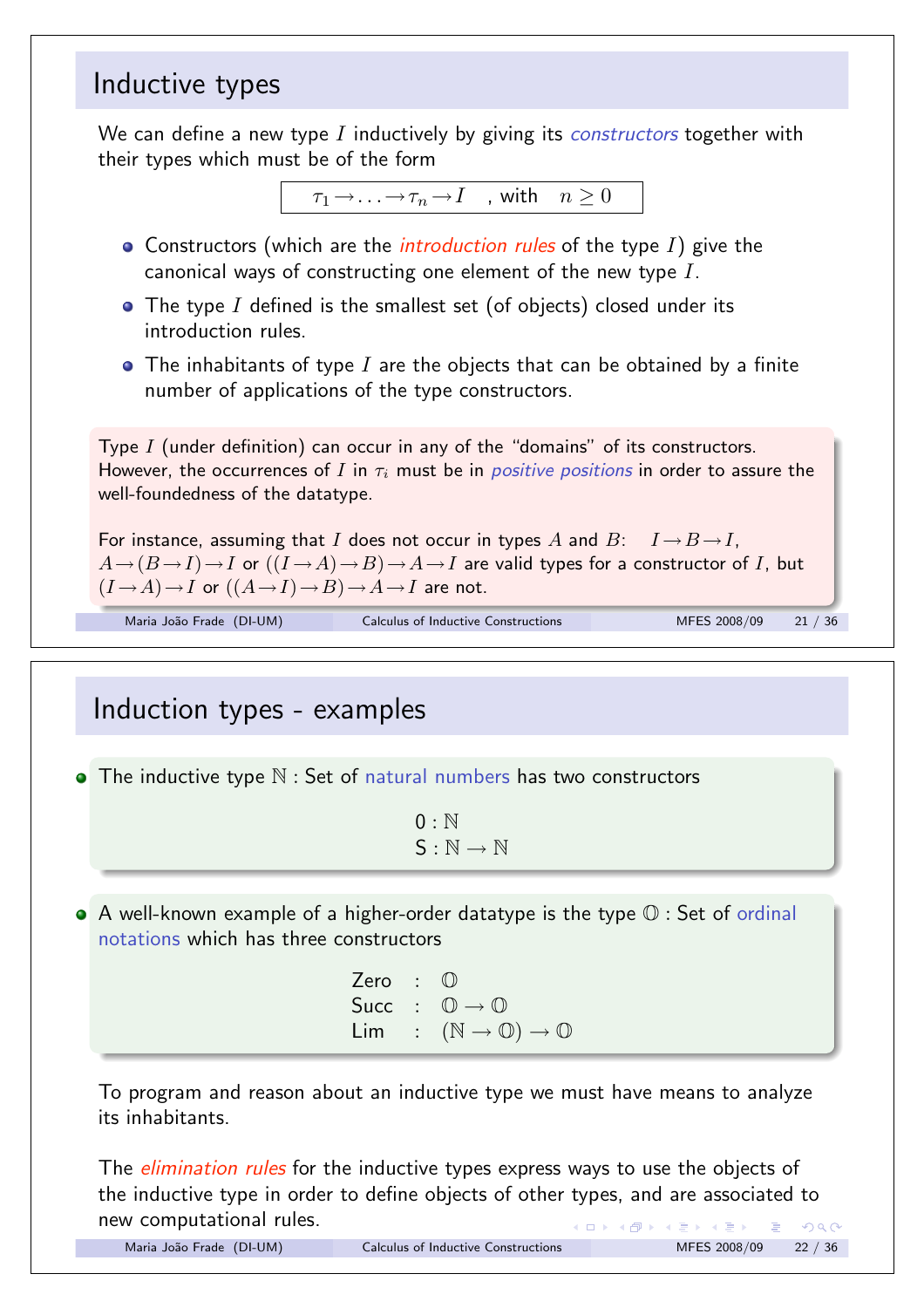## Inductive types

We can define a new type $I$ inductively by giving its *constructors* together with their types which must be of the form

$$\tau_1 \rightarrow \ldots \rightarrow \tau_n \rightarrow I \quad \text{, with} \quad n \geq 0$$

- Constructors (which are the *introduction rules* of the type $I$) give the canonical ways of constructing one element of the new type $I$.
- The type $I$ defined is the smallest set (of objects) closed under its introduction rules.
- The inhabitants of type $I$ are the objects that can be obtained by a finite number of applications of the type constructors.

Type $I$ (under definition) can occur in any of the "domains" of its constructors. However, the occurrences of $I$ in $\tau_i$ must be in *positive positions* in order to assure the well-foundedness of the datatype.

For instance, assuming that $I$ does not occur in types $A$ and $B$: $I \rightarrow B \rightarrow I$, $A \rightarrow (B \rightarrow I) \rightarrow I$ or $((I \rightarrow A) \rightarrow B) \rightarrow A \rightarrow I$ are valid types for a constructor of $I$, but $(I \rightarrow A) \rightarrow I$ or $((A \rightarrow I) \rightarrow B) \rightarrow A \rightarrow I$ are not.

## Induction types - examples

- The inductive type $\mathbb{N}$ : Set of natural numbers has two constructors

$$\begin{array}{l} 0 : \mathbb{N} \\ \mathsf{S} : \mathbb{N} \rightarrow \mathbb{N} \end{array}$$

- A well-known example of a higher-order datatype is the type $\mathbb{O}$ : Set of ordinal notations which has three constructors

$$\begin{array}{lcl} \mathsf{Zero} & : & \mathbb{O} \\ \mathsf{Succ} & : & \mathbb{O} \rightarrow \mathbb{O} \\ \mathsf{Lim} & : & (\mathbb{N} \rightarrow \mathbb{O}) \rightarrow \mathbb{O} \end{array}$$

To program and reason about an inductive type we must have means to analyze its inhabitants.

The *elimination rules* for the inductive types express ways to use the objects of the inductive type in order to define objects of other types, and are associated to new computational rules.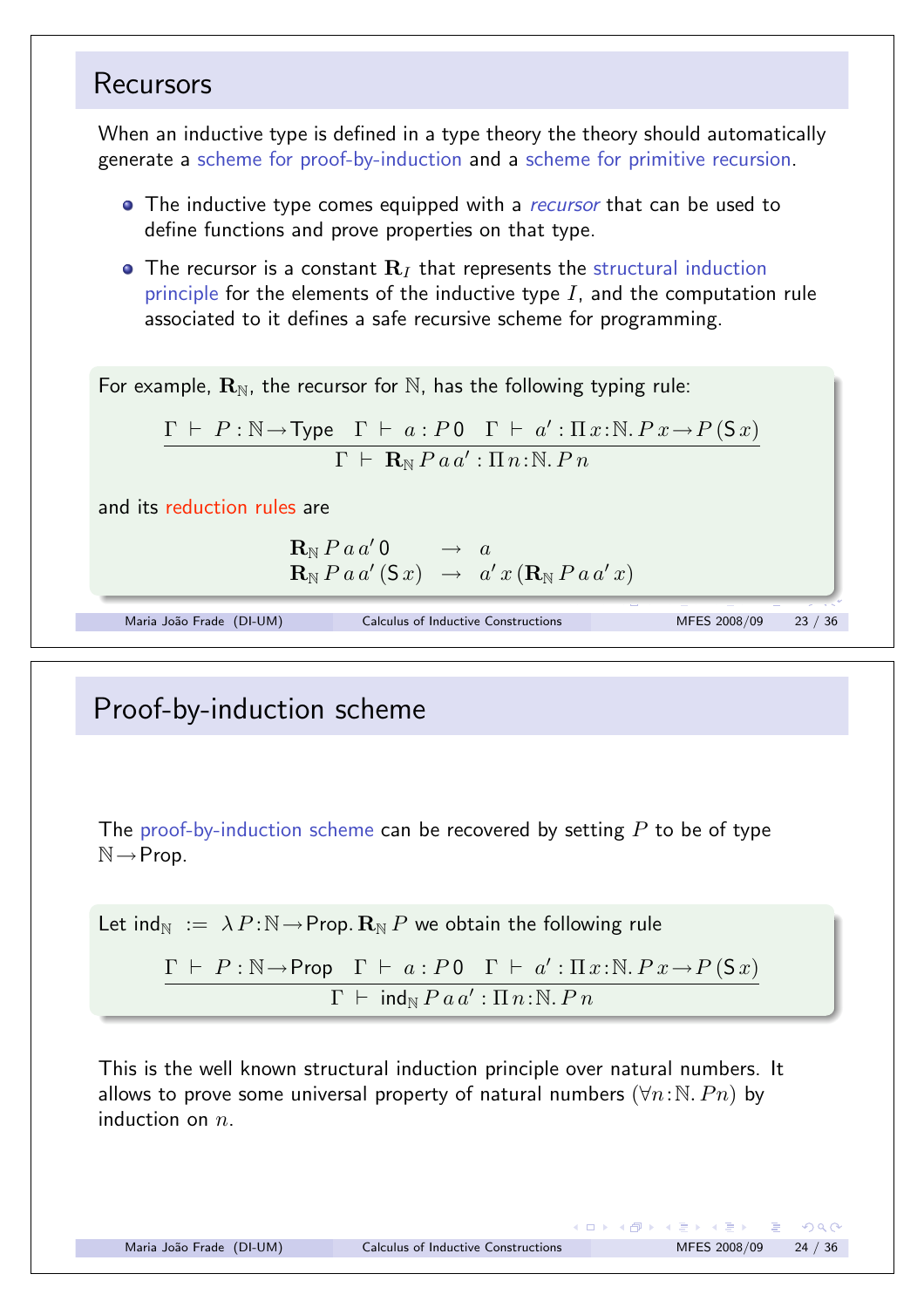## Recursors

When an inductive type is defined in a type theory the theory should automatically generate a scheme for proof-by-induction and a scheme for primitive recursion.

- The inductive type comes equipped with a *recursor* that can be used to define functions and prove properties on that type.
- The recursor is a constant $\mathbf{R}_I$ that represents the structural induction principle for the elements of the inductive type $I$, and the computation rule associated to it defines a safe recursive scheme for programming.

For example, $\mathbf{R}_{\mathbb{N}}$, the recursor for $\mathbb{N}$, has the following typing rule:

$$\frac{\Gamma \vdash P : \mathbb{N} \to \mathsf{Type} \quad \Gamma \vdash a : P\, 0 \quad \Gamma \vdash a' : \Pi\, x{:}\mathbb{N}.\, P\, x \to P\, (\mathsf{S}\, x)}{\Gamma \vdash \mathbf{R}_{\mathbb{N}}\, P\, a\, a' : \Pi\, n{:}\mathbb{N}.\, P\, n}$$

and its reduction rules are

$$\begin{array}{lcl} \mathbf{R}_{\mathbb{N}}\, P\, a\, a'\, 0 & \to & a \\ \mathbf{R}_{\mathbb{N}}\, P\, a\, a'\, (\mathsf{S}\, x) & \to & a'\, x\, (\mathbf{R}_{\mathbb{N}}\, P\, a\, a'\, x) \end{array}$$

## Proof-by-induction scheme

The proof-by-induction scheme can be recovered by setting $P$ to be of type $\mathbb{N} \to \mathsf{Prop}$.

Let $\mathsf{ind}_{\mathbb{N}} := \lambda\, P{:}\mathbb{N} \to \mathsf{Prop}.\, \mathbf{R}_{\mathbb{N}}\, P$ we obtain the following rule

$$\frac{\Gamma \vdash P : \mathbb{N} \to \mathsf{Prop} \quad \Gamma \vdash a : P\, 0 \quad \Gamma \vdash a' : \Pi\, x{:}\mathbb{N}.\, P\, x \to P\, (\mathsf{S}\, x)}{\Gamma \vdash \mathsf{ind}_{\mathbb{N}}\, P\, a\, a' : \Pi\, n{:}\mathbb{N}.\, P\, n}$$

This is the well known structural induction principle over natural numbers. It allows to prove some universal property of natural numbers ($\forall n{:}\mathbb{N}.\, Pn$) by induction on $n$.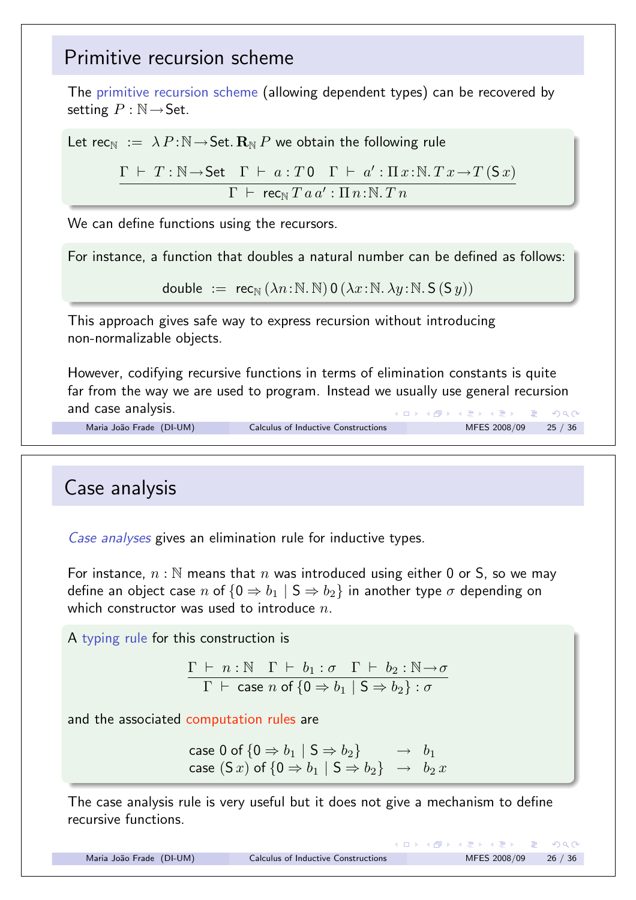## Primitive recursion scheme

The primitive recursion scheme (allowing dependent types) can be recovered by setting $P : \mathbb{N} \to \mathsf{Set}$.

Let $\mathsf{rec}_{\mathbb{N}} \;:=\; \lambda P{:}\mathbb{N}\to\mathsf{Set}.\, \mathbf{R}_{\mathbb{N}}\, P$ we obtain the following rule

$$\frac{\Gamma \vdash T : \mathbb{N}\to\mathsf{Set} \quad \Gamma \vdash a : T\,0 \quad \Gamma \vdash a' : \Pi x{:}\mathbb{N}.\, T\,x \to T\,(\mathsf{S}\,x)}{\Gamma \vdash \mathsf{rec}_{\mathbb{N}}\, T\, a\, a' : \Pi n{:}\mathbb{N}.\, T\,n}$$

We can define functions using the recursors.

For instance, a function that doubles a natural number can be defined as follows:

$$\mathsf{double} \;:=\; \mathsf{rec}_{\mathbb{N}}\, (\lambda n{:}\mathbb{N}.\,\mathbb{N})\, 0\, (\lambda x{:}\mathbb{N}.\, \lambda y{:}\mathbb{N}.\, \mathsf{S}\,(\mathsf{S}\,y))$$

This approach gives safe way to express recursion without introducing non-normalizable objects.

However, codifying recursive functions in terms of elimination constants is quite far from the way we are used to program. Instead we usually use general recursion and case analysis.

## Case analysis

*Case analyses* gives an elimination rule for inductive types.

For instance, $n : \mathbb{N}$ means that $n$ was introduced using either 0 or S, so we may define an object case $n$ of $\{0 \Rightarrow b_1 \mid \mathsf{S} \Rightarrow b_2\}$ in another type $\sigma$ depending on which constructor was used to introduce $n$.

A typing rule for this construction is

$$\frac{\Gamma \vdash n : \mathbb{N} \quad \Gamma \vdash b_1 : \sigma \quad \Gamma \vdash b_2 : \mathbb{N}\to\sigma}{\Gamma \vdash \mathsf{case}\; n \;\mathsf{of}\; \{0 \Rightarrow b_1 \mid \mathsf{S} \Rightarrow b_2\} : \sigma}$$

and the associated computation rules are

$$\begin{array}{lcl} \mathsf{case}\; 0 \;\mathsf{of}\; \{0 \Rightarrow b_1 \mid \mathsf{S} \Rightarrow b_2\} & \to & b_1 \\ \mathsf{case}\; (\mathsf{S}\,x) \;\mathsf{of}\; \{0 \Rightarrow b_1 \mid \mathsf{S} \Rightarrow b_2\} & \to & b_2\, x \end{array}$$

The case analysis rule is very useful but it does not give a mechanism to define recursive functions.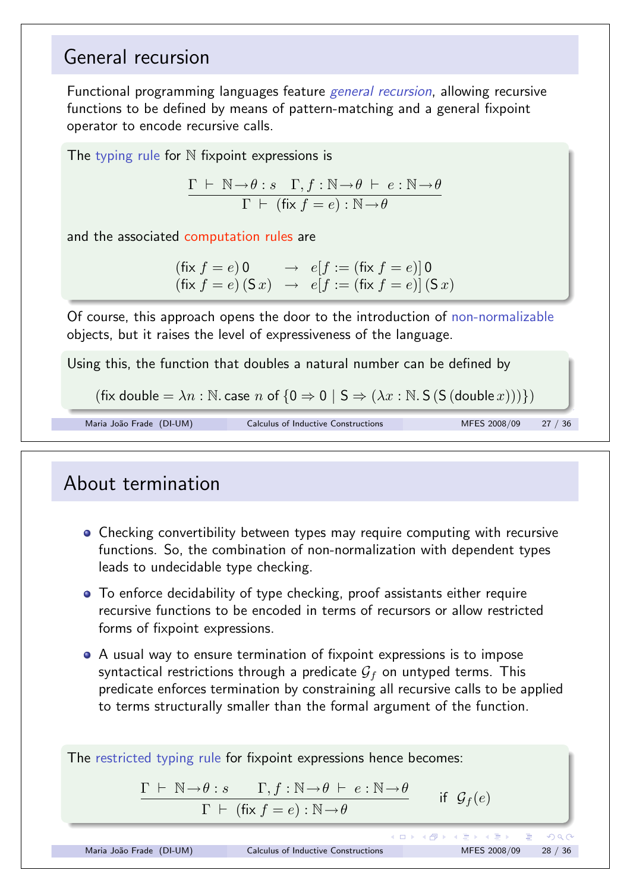# General recursion

Functional programming languages feature *general recursion*, allowing recursive functions to be defined by means of pattern-matching and a general fixpoint operator to encode recursive calls.

The typing rule for $\mathbb{N}$ fixpoint expressions is

$$\frac{\Gamma \vdash \mathbb{N}\to\theta : s \quad \Gamma, f : \mathbb{N}\to\theta \vdash e : \mathbb{N}\to\theta}{\Gamma \vdash (\mathsf{fix}\ f = e) : \mathbb{N}\to\theta}$$

and the associated computation rules are

$$\begin{array}{lcl}(\mathsf{fix}\ f = e)\ 0 & \to & e[f := (\mathsf{fix}\ f = e)]\ 0 \\ (\mathsf{fix}\ f = e)\ (\mathsf{S}\ x) & \to & e[f := (\mathsf{fix}\ f = e)]\ (\mathsf{S}\ x)\end{array}$$

Of course, this approach opens the door to the introduction of non-normalizable objects, but it raises the level of expressiveness of the language.

Using this, the function that doubles a natural number can be defined by

$$(\mathsf{fix\ double} = \lambda n : \mathbb{N}.\ \mathsf{case}\ n\ \mathsf{of}\ \{0 \Rightarrow 0 \mid \mathsf{S} \Rightarrow (\lambda x : \mathbb{N}.\ \mathsf{S}\,(\mathsf{S}\,(\mathsf{double}\,x)))\})$$

# About termination

- Checking convertibility between types may require computing with recursive functions. So, the combination of non-normalization with dependent types leads to undecidable type checking.
- To enforce decidability of type checking, proof assistants either require recursive functions to be encoded in terms of recursors or allow restricted forms of fixpoint expressions.
- A usual way to ensure termination of fixpoint expressions is to impose syntactical restrictions through a predicate $\mathcal{G}_f$ on untyped terms. This predicate enforces termination by constraining all recursive calls to be applied to terms structurally smaller than the formal argument of the function.

The restricted typing rule for fixpoint expressions hence becomes:

$$\frac{\Gamma \vdash \mathbb{N}\to\theta : s \qquad \Gamma, f : \mathbb{N}\to\theta \vdash e : \mathbb{N}\to\theta}{\Gamma \vdash (\mathsf{fix}\ f = e) : \mathbb{N}\to\theta} \quad \text{if } \mathcal{G}_f(e)$$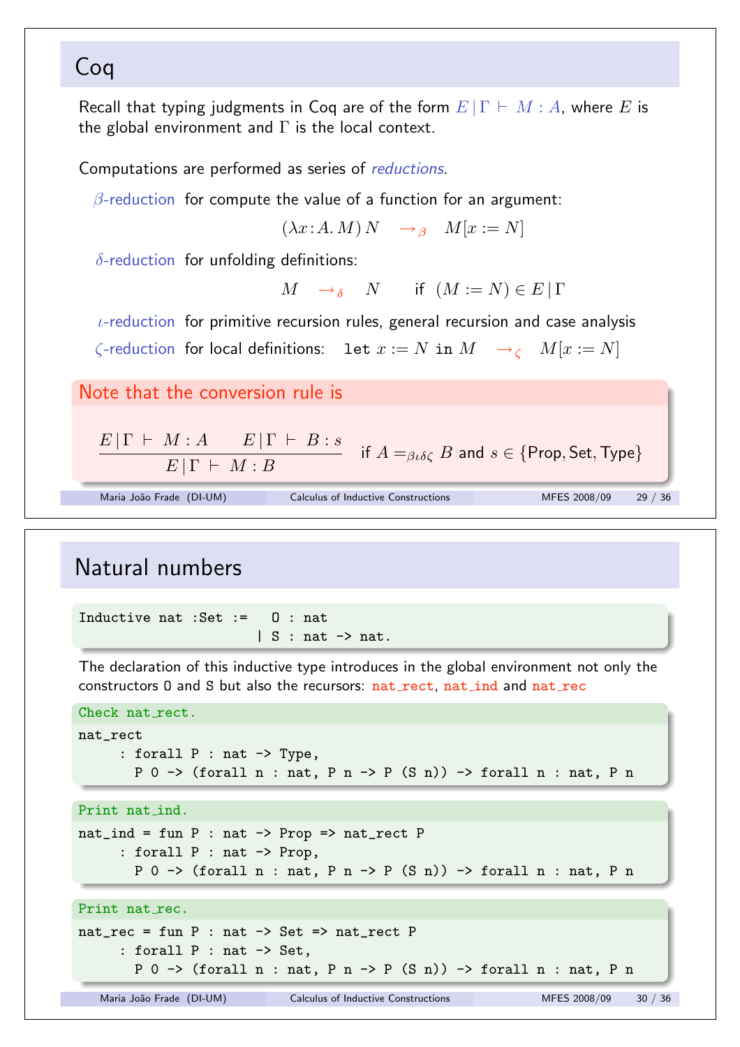# Coq

Recall that typing judgments in Coq are of the form $E \,|\, \Gamma \vdash M : A$, where $E$ is the global environment and $\Gamma$ is the local context.

Computations are performed as series of *reductions*.

$\beta$-reduction for compute the value of a function for an argument:

$$(\lambda x\!:\!A.\,M)\,N \quad \to_\beta \quad M[x := N]$$

$\delta$-reduction for unfolding definitions:

$$M \quad \to_\delta \quad N \qquad \text{if } \ (M := N) \in E \,|\, \Gamma$$

$\iota$-reduction for primitive recursion rules, general recursion and case analysis

$\zeta$-reduction for local definitions: $\texttt{let}\ x := N\ \texttt{in}\ M \quad \to_\zeta \quad M[x := N]$

**Note that the conversion rule is**

$$\frac{E \,|\, \Gamma \vdash M : A \qquad E \,|\, \Gamma \vdash B : s}{E \,|\, \Gamma \vdash M : B} \quad \text{if } A =_{\beta\iota\delta\zeta} B \text{ and } s \in \{\text{Prop}, \text{Set}, \text{Type}\}$$

# Natural numbers

```
Inductive nat :Set :=   O : nat
                      | S : nat -> nat.
```

The declaration of this inductive type introduces in the global environment not only the constructors O and S but also the recursors: nat_rect, nat_ind and nat_rec

```
Check nat_rect.

nat_rect
     : forall P : nat -> Type,
       P 0 -> (forall n : nat, P n -> P (S n)) -> forall n : nat, P n
```

```
Print nat_ind.

nat_ind = fun P : nat -> Prop => nat_rect P
     : forall P : nat -> Prop,
       P 0 -> (forall n : nat, P n -> P (S n)) -> forall n : nat, P n
```

```
Print nat_rec.

nat_rec = fun P : nat -> Set => nat_rect P
     : forall P : nat -> Set,
       P 0 -> (forall n : nat, P n -> P (S n)) -> forall n : nat, P n
```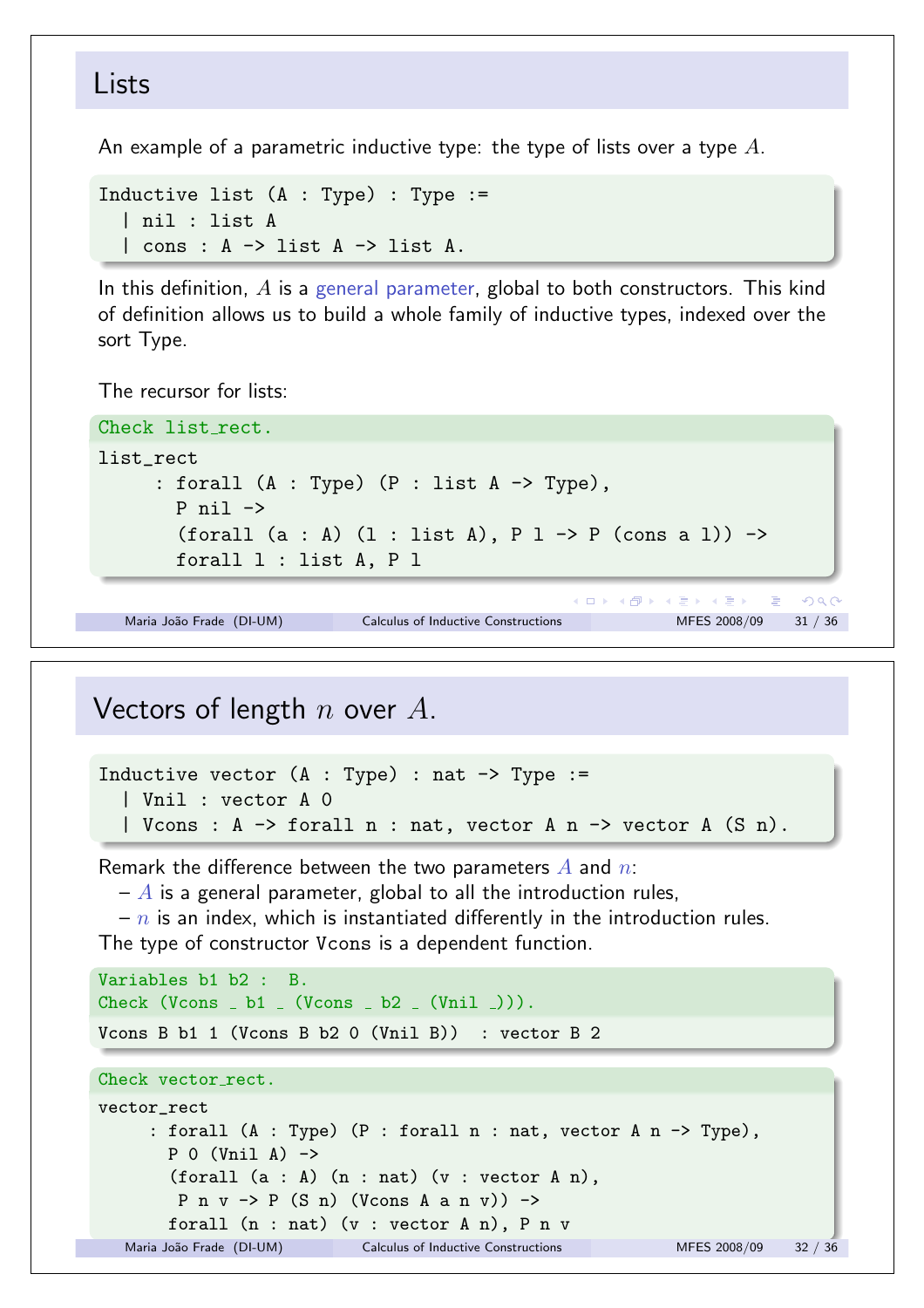## Lists

An example of a parametric inductive type: the type of lists over a type $A$.

```
Inductive list (A : Type) : Type :=
  | nil : list A
  | cons : A -> list A -> list A.
```

In this definition, $A$ is a general parameter, global to both constructors. This kind of definition allows us to build a whole family of inductive types, indexed over the sort Type.

The recursor for lists:

```
Check list_rect.
```

```
list_rect
     : forall (A : Type) (P : list A -> Type),
       P nil ->
       (forall (a : A) (l : list A), P l -> P (cons a l)) ->
       forall l : list A, P l
```

## Vectors of length $n$ over $A$.

```
Inductive vector (A : Type) : nat -> Type :=
  | Vnil : vector A 0
  | Vcons : A -> forall n : nat, vector A n -> vector A (S n).
```

Remark the difference between the two parameters $A$ and $n$:

- $A$ is a general parameter, global to all the introduction rules,
- $n$ is an index, which is instantiated differently in the introduction rules.

The type of constructor Vcons is a dependent function.

```
Variables b1 b2 :  B.
Check (Vcons _ b1 _ (Vcons _ b2 _ (Vnil _))).
```

```
Vcons B b1 1 (Vcons B b2 0 (Vnil B))  : vector B 2
```

```
Check vector_rect.
```

```
vector_rect
     : forall (A : Type) (P : forall n : nat, vector A n -> Type),
       P 0 (Vnil A) ->
       (forall (a : A) (n : nat) (v : vector A n),
        P n v -> P (S n) (Vcons A a n v)) ->
       forall (n : nat) (v : vector A n), P n v
```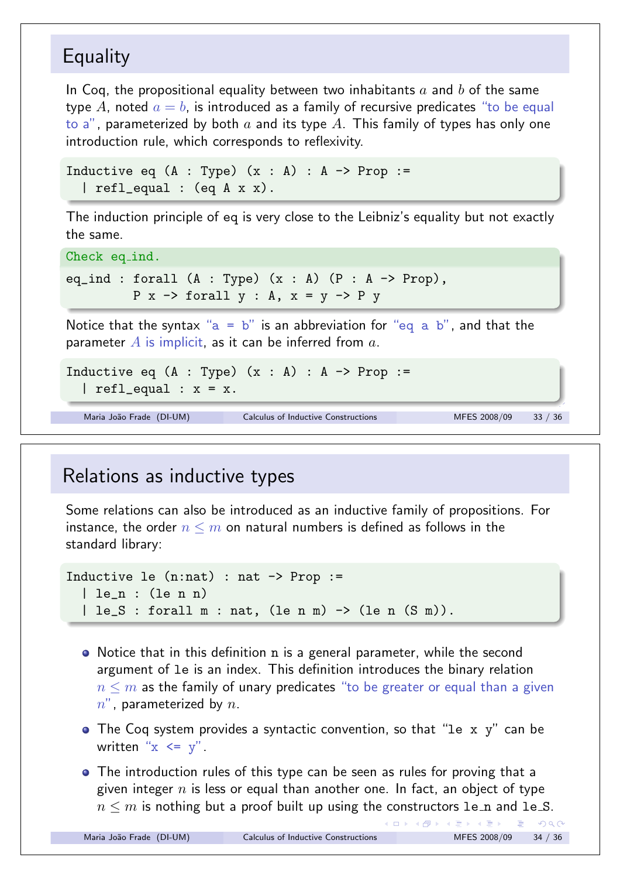## Equality

In Coq, the propositional equality between two inhabitants $a$ and $b$ of the same type $A$, noted $a = b$, is introduced as a family of recursive predicates "to be equal to a", parameterized by both $a$ and its type $A$. This family of types has only one introduction rule, which corresponds to reflexivity.

```
Inductive eq (A : Type) (x : A) : A -> Prop :=
  | refl_equal : (eq A x x).
```

The induction principle of eq is very close to the Leibniz's equality but not exactly the same.

```
Check eq_ind.
eq_ind : forall (A : Type) (x : A) (P : A -> Prop),
         P x -> forall y : A, x = y -> P y
```

Notice that the syntax "a = b" is an abbreviation for "eq a b", and that the parameter $A$ is implicit, as it can be inferred from $a$.

```
Inductive eq (A : Type) (x : A) : A -> Prop :=
  | refl_equal : x = x.
```

## Relations as inductive types

Some relations can also be introduced as an inductive family of propositions. For instance, the order $n \leq m$ on natural numbers is defined as follows in the standard library:

```
Inductive le (n:nat) : nat -> Prop :=
  | le_n : (le n n)
  | le_S : forall m : nat, (le n m) -> (le n (S m)).
```

- Notice that in this definition n is a general parameter, while the second argument of le is an index. This definition introduces the binary relation $n \leq m$ as the family of unary predicates "to be greater or equal than a given $n$", parameterized by $n$.
- The Coq system provides a syntactic convention, so that "le x y" can be written "x <= y".
- The introduction rules of this type can be seen as rules for proving that a given integer $n$ is less or equal than another one. In fact, an object of type $n \leq m$ is nothing but a proof built up using the constructors le_n and le_S.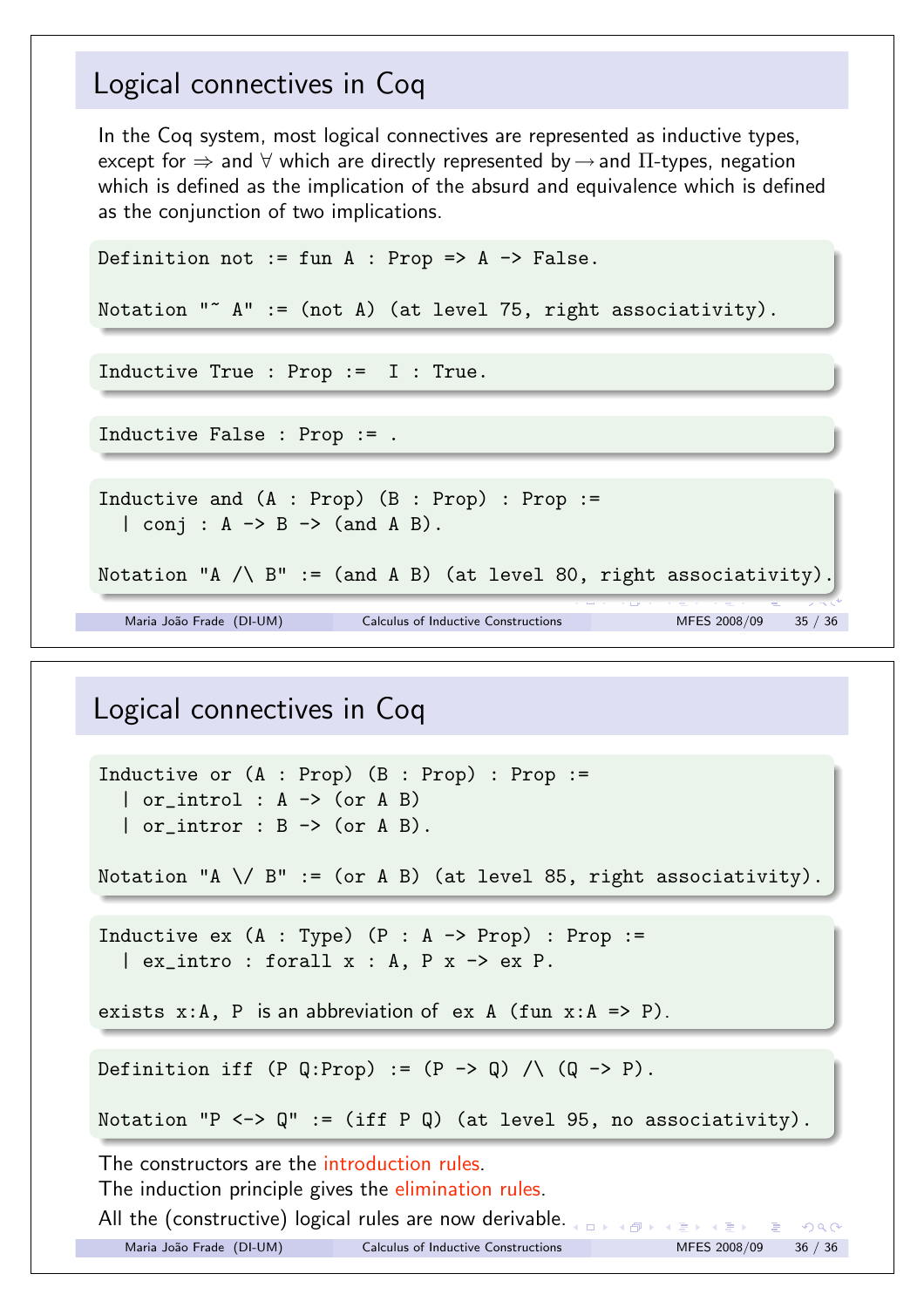# Logical connectives in Coq

In the Coq system, most logical connectives are represented as inductive types, except for $\Rightarrow$ and $\forall$ which are directly represented by $\rightarrow$ and $\Pi$-types, negation which is defined as the implication of the absurd and equivalence which is defined as the conjunction of two implications.

```
Definition not := fun A : Prop => A -> False.

Notation "~ A" := (not A) (at level 75, right associativity).
```

```
Inductive True : Prop :=  I : True.
```

```
Inductive False : Prop := .
```

```
Inductive and (A : Prop) (B : Prop) : Prop :=
  | conj : A -> B -> (and A B).

Notation "A /\ B" := (and A B) (at level 80, right associativity).
```

# Logical connectives in Coq

```
Inductive or (A : Prop) (B : Prop) : Prop :=
  | or_introl : A -> (or A B)
  | or_intror : B -> (or A B).

Notation "A \/ B" := (or A B) (at level 85, right associativity).
```

```
Inductive ex (A : Type) (P : A -> Prop) : Prop :=
  | ex_intro : forall x : A, P x -> ex P.
```

`exists x:A, P` is an abbreviation of `ex A (fun x:A => P)`.

```
Definition iff (P Q:Prop) := (P -> Q) /\ (Q -> P).

Notation "P <-> Q" := (iff P Q) (at level 95, no associativity).
```

The constructors are the introduction rules.
The induction principle gives the elimination rules.
All the (constructive) logical rules are now derivable.